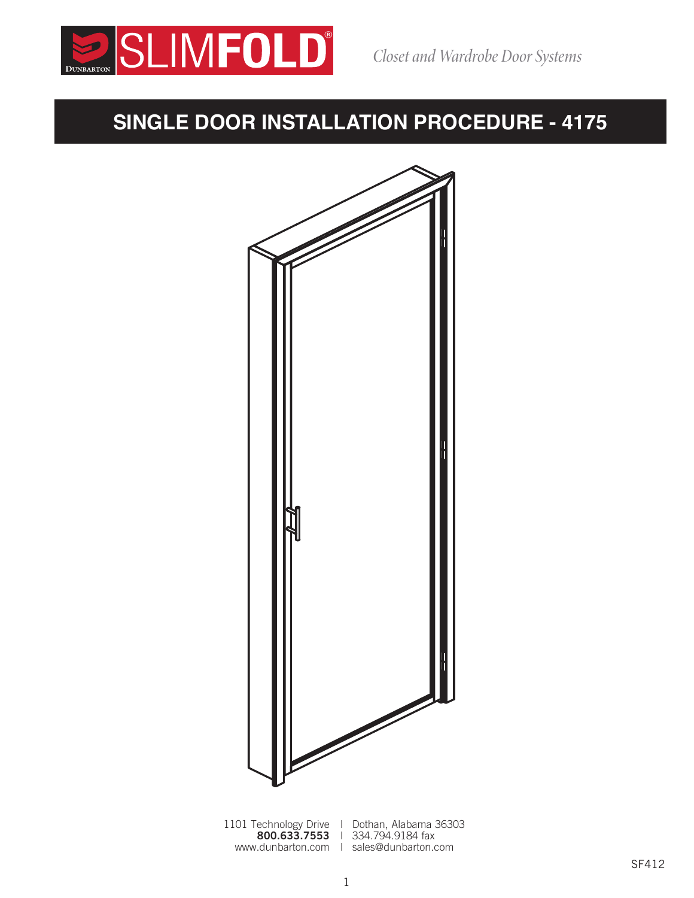SLIMFOLD®

*Closet and Wardrobe Door Systems*

# SINGLE DOOR INSTALLATION PROCEDURE - 4175

1101 Technology Drive | Dothan, Alabama 36303
**800.633.7553** | 334.794.9184 fax
www.dunbarton.com | sales@dunbarton.com

SF412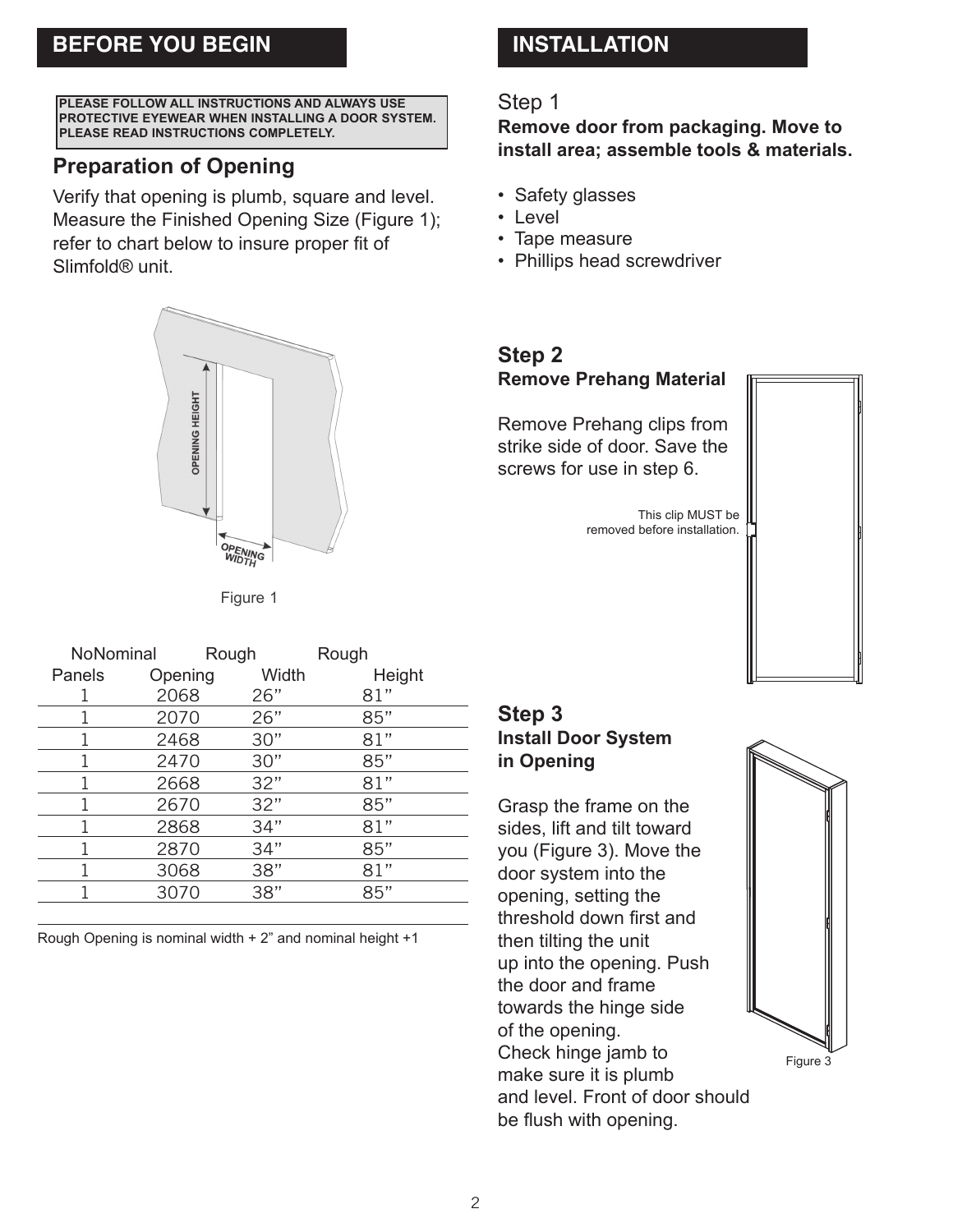## BEFORE YOU BEGIN

**PLEASE FOLLOW ALL INSTRUCTIONS AND ALWAYS USE PROTECTIVE EYEWEAR WHEN INSTALLING A DOOR SYSTEM. PLEASE READ INSTRUCTIONS COMPLETELY.**

### Preparation of Opening

Verify that opening is plumb, square and level. Measure the Finished Opening Size (Figure 1); refer to chart below to insure proper fit of Slimfold® unit.

OPENING HEIGHT

OPENING WIDTH

Figure 1

| NoNominal Panels | Opening | Rough Width | Rough Height |
|---|---|---|---|
| 1 | 2068 | 26” | 81” |
| 1 | 2070 | 26” | 85” |
| 1 | 2468 | 30” | 81” |
| 1 | 2470 | 30” | 85” |
| 1 | 2668 | 32” | 81” |
| 1 | 2670 | 32” | 85” |
| 1 | 2868 | 34” | 81” |
| 1 | 2870 | 34” | 85” |
| 1 | 3068 | 38” | 81” |
| 1 | 3070 | 38” | 85” |

Rough Opening is nominal width + 2” and nominal height +1

## INSTALLATION

### Step 1

**Remove door from packaging. Move to install area; assemble tools & materials.**

- Safety glasses
- Level
- Tape measure
- Phillips head screwdriver

### Step 2

**Remove Prehang Material**

Remove Prehang clips from strike side of door. Save the screws for use in step 6.

This clip MUST be removed before installation.

### Step 3

**Install Door System in Opening**

Grasp the frame on the sides, lift and tilt toward you (Figure 3). Move the door system into the opening, setting the threshold down first and then tilting the unit up into the opening. Push the door and frame towards the hinge side of the opening.
Check hinge jamb to make sure it is plumb and level. Front of door should be flush with opening.

Figure 3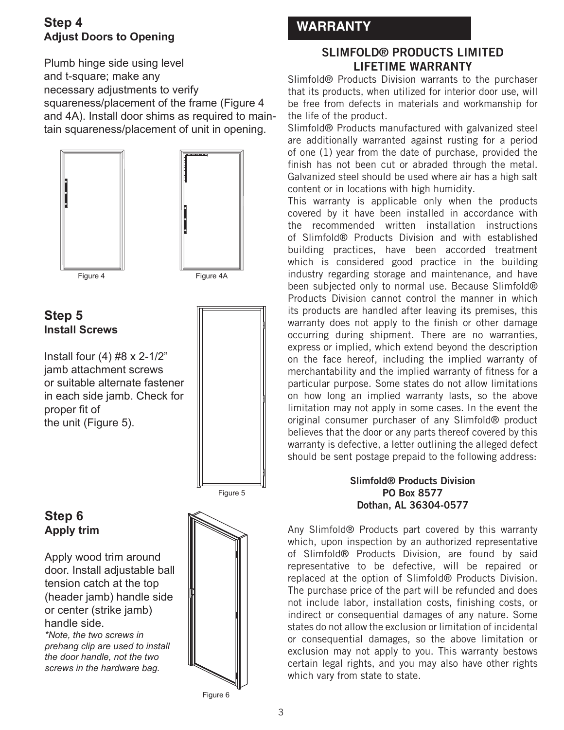## Step 4
### Adjust Doors to Opening

Plumb hinge side using level and t-square; make any necessary adjustments to verify squareness/placement of the frame (Figure 4 and 4A). Install door shims as required to maintain squareness/placement of unit in opening.

Figure 4

Figure 4A

## Step 5
### Install Screws

Install four (4) #8 x 2-1/2" jamb attachment screws or suitable alternate fastener in each side jamb. Check for proper fit of the unit (Figure 5).

Figure 5

## Step 6
### Apply trim

Apply wood trim around door. Install adjustable ball tension catch at the top (header jamb) handle side or center (strike jamb) handle side.

*\*Note, the two screws in prehang clip are used to install the door handle, not the two screws in the hardware bag.*

Figure 6

## WARRANTY

### SLIMFOLD® PRODUCTS LIMITED LIFETIME WARRANTY

Slimfold® Products Division warrants to the purchaser that its products, when utilized for interior door use, will be free from defects in materials and workmanship for the life of the product.

Slimfold® Products manufactured with galvanized steel are additionally warranted against rusting for a period of one (1) year from the date of purchase, provided the finish has not been cut or abraded through the metal. Galvanized steel should be used where air has a high salt content or in locations with high humidity.

This warranty is applicable only when the products covered by it have been installed in accordance with the recommended written installation instructions of Slimfold® Products Division and with established building practices, have been accorded treatment which is considered good practice in the building industry regarding storage and maintenance, and have been subjected only to normal use. Because Slimfold® Products Division cannot control the manner in which its products are handled after leaving its premises, this warranty does not apply to the finish or other damage occurring during shipment. There are no warranties, express or implied, which extend beyond the description on the face hereof, including the implied warranty of merchantability and the implied warranty of fitness for a particular purpose. Some states do not allow limitations on how long an implied warranty lasts, so the above limitation may not apply in some cases. In the event the original consumer purchaser of any Slimfold® product believes that the door or any parts thereof covered by this warranty is defective, a letter outlining the alleged defect should be sent postage prepaid to the following address:

**Slimfold® Products Division**
**PO Box 8577**
**Dothan, AL 36304-0577**

Any Slimfold® Products part covered by this warranty which, upon inspection by an authorized representative of Slimfold® Products Division, are found by said representative to be defective, will be repaired or replaced at the option of Slimfold® Products Division. The purchase price of the part will be refunded and does not include labor, installation costs, finishing costs, or indirect or consequential damages of any nature. Some states do not allow the exclusion or limitation of incidental or consequential damages, so the above limitation or exclusion may not apply to you. This warranty bestows certain legal rights, and you may also have other rights which vary from state to state.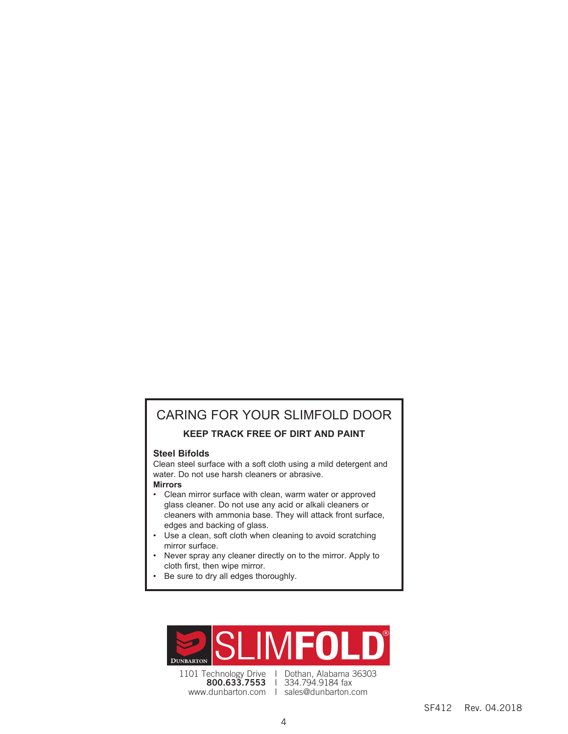# CARING FOR YOUR SLIMFOLD DOOR

**KEEP TRACK FREE OF DIRT AND PAINT**

**Steel Bifolds**

Clean steel surface with a soft cloth using a mild detergent and water. Do not use harsh cleaners or abrasive.

**Mirrors**

- Clean mirror surface with clean, warm water or approved glass cleaner. Do not use any acid or alkali cleaners or cleaners with ammonia base. They will attack front surface, edges and backing of glass.
- Use a clean, soft cloth when cleaning to avoid scratching mirror surface.
- Never spray any cleaner directly on to the mirror. Apply to cloth first, then wipe mirror.
- Be sure to dry all edges thoroughly.

DUNBARTON SLIMFOLD®

1101 Technology Drive | Dothan, Alabama 36303
**800.633.7553** | 334.794.9184 fax
www.dunbarton.com | sales@dunbarton.com

SF412 Rev. 04.2018